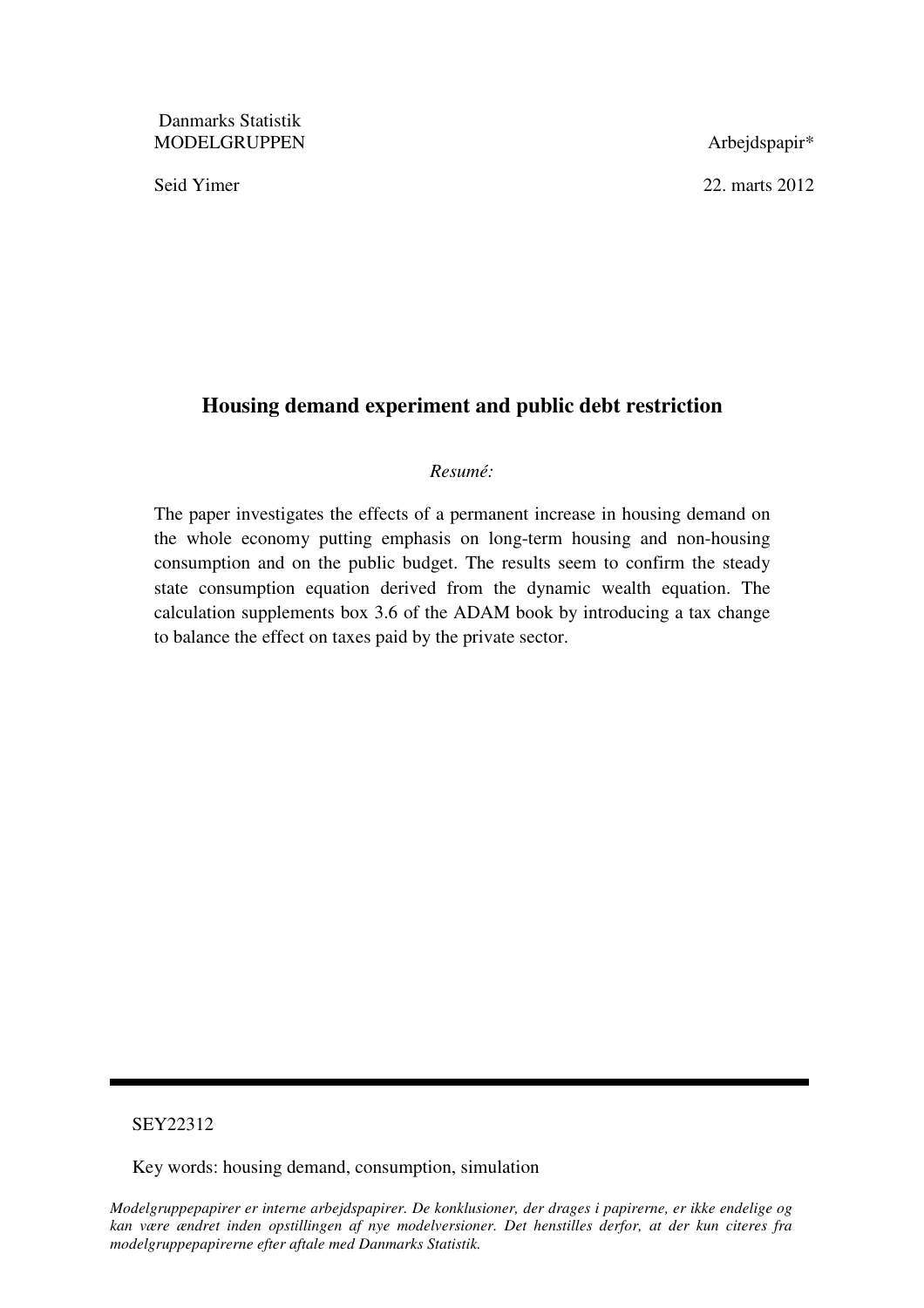Danmarks Statistik
MODELGRUPPEN

Arbejdspapir*

Seid Yimer

22. marts 2012

# Housing demand experiment and public debt restriction

*Resumé:*

The paper investigates the effects of a permanent increase in housing demand on the whole economy putting emphasis on long-term housing and non-housing consumption and on the public budget. The results seem to confirm the steady state consumption equation derived from the dynamic wealth equation. The calculation supplements box 3.6 of the ADAM book by introducing a tax change to balance the effect on taxes paid by the private sector.

---

SEY22312

Key words: housing demand, consumption, simulation

*Modelgruppepapirer er interne arbejdspapirer. De konklusioner, der drages i papirerne, er ikke endelige og kan være ændret inden opstillingen af nye modelversioner. Det henstilles derfor, at der kun citeres fra modelgruppepapirerne efter aftale med Danmarks Statistik.*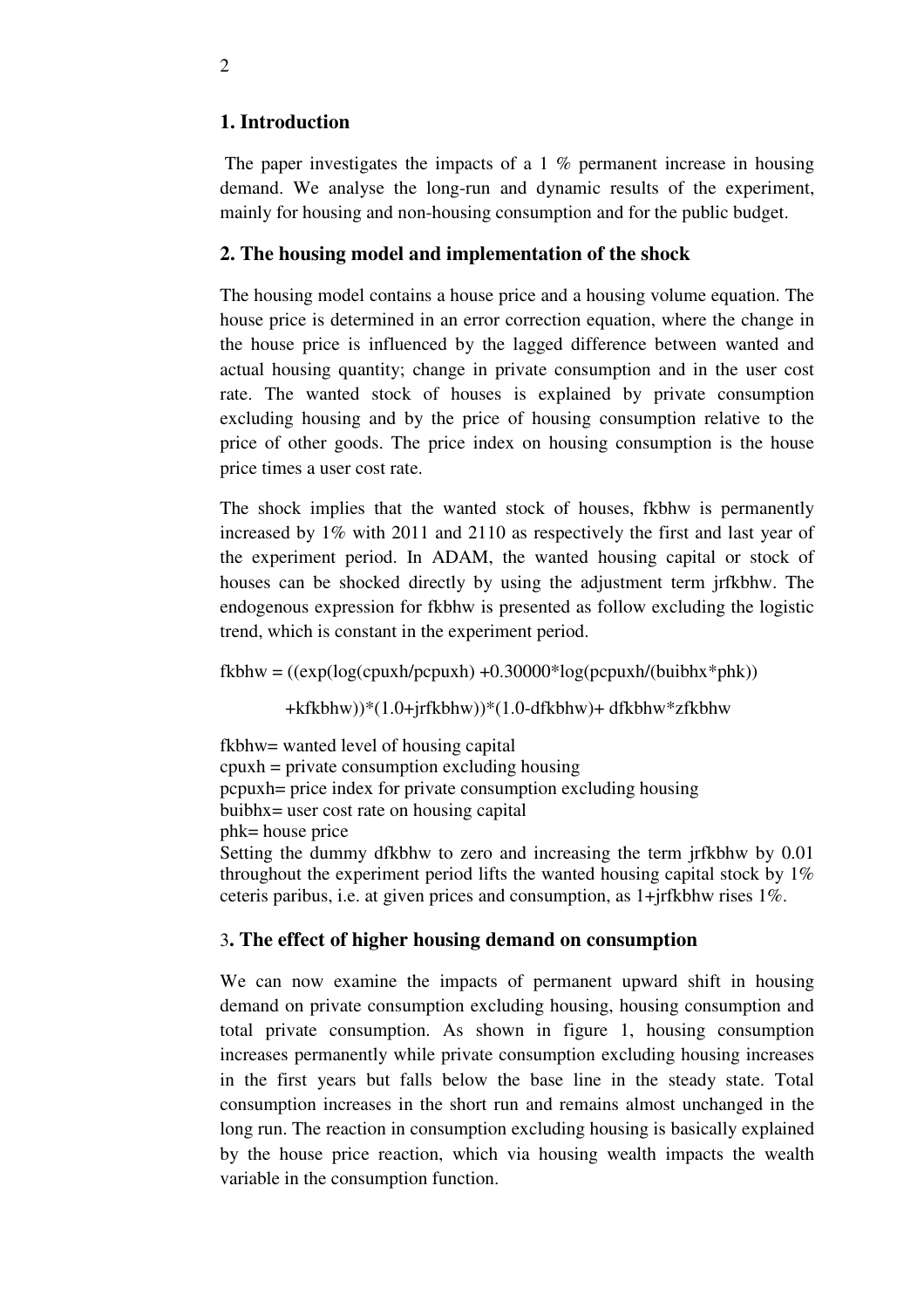## 1. Introduction

The paper investigates the impacts of a 1 % permanent increase in housing demand. We analyse the long-run and dynamic results of the experiment, mainly for housing and non-housing consumption and for the public budget.

## 2. The housing model and implementation of the shock

The housing model contains a house price and a housing volume equation. The house price is determined in an error correction equation, where the change in the house price is influenced by the lagged difference between wanted and actual housing quantity; change in private consumption and in the user cost rate. The wanted stock of houses is explained by private consumption excluding housing and by the price of housing consumption relative to the price of other goods. The price index on housing consumption is the house price times a user cost rate.

The shock implies that the wanted stock of houses, fkbhw is permanently increased by 1% with 2011 and 2110 as respectively the first and last year of the experiment period. In ADAM, the wanted housing capital or stock of houses can be shocked directly by using the adjustment term jrfkbhw. The endogenous expression for fkbhw is presented as follow excluding the logistic trend, which is constant in the experiment period.

fkbhw = ((exp(log(cpuxh/pcpuxh) +0.30000*log(pcpuxh/(buibhx*phk))

+kfkbhw))*(1.0+jrfkbhw))*(1.0-dfkbhw)+ dfkbhw*zfkbhw

fkbhw= wanted level of housing capital  
cpuxh = private consumption excluding housing  
pcpuxh= price index for private consumption excluding housing  
buibhx= user cost rate on housing capital  
phk= house price  
Setting the dummy dfkbhw to zero and increasing the term jrfkbhw by 0.01 throughout the experiment period lifts the wanted housing capital stock by 1% ceteris paribus, i.e. at given prices and consumption, as 1+jrfkbhw rises 1%.

## 3. The effect of higher housing demand on consumption

We can now examine the impacts of permanent upward shift in housing demand on private consumption excluding housing, housing consumption and total private consumption. As shown in figure 1, housing consumption increases permanently while private consumption excluding housing increases in the first years but falls below the base line in the steady state. Total consumption increases in the short run and remains almost unchanged in the long run. The reaction in consumption excluding housing is basically explained by the house price reaction, which via housing wealth impacts the wealth variable in the consumption function.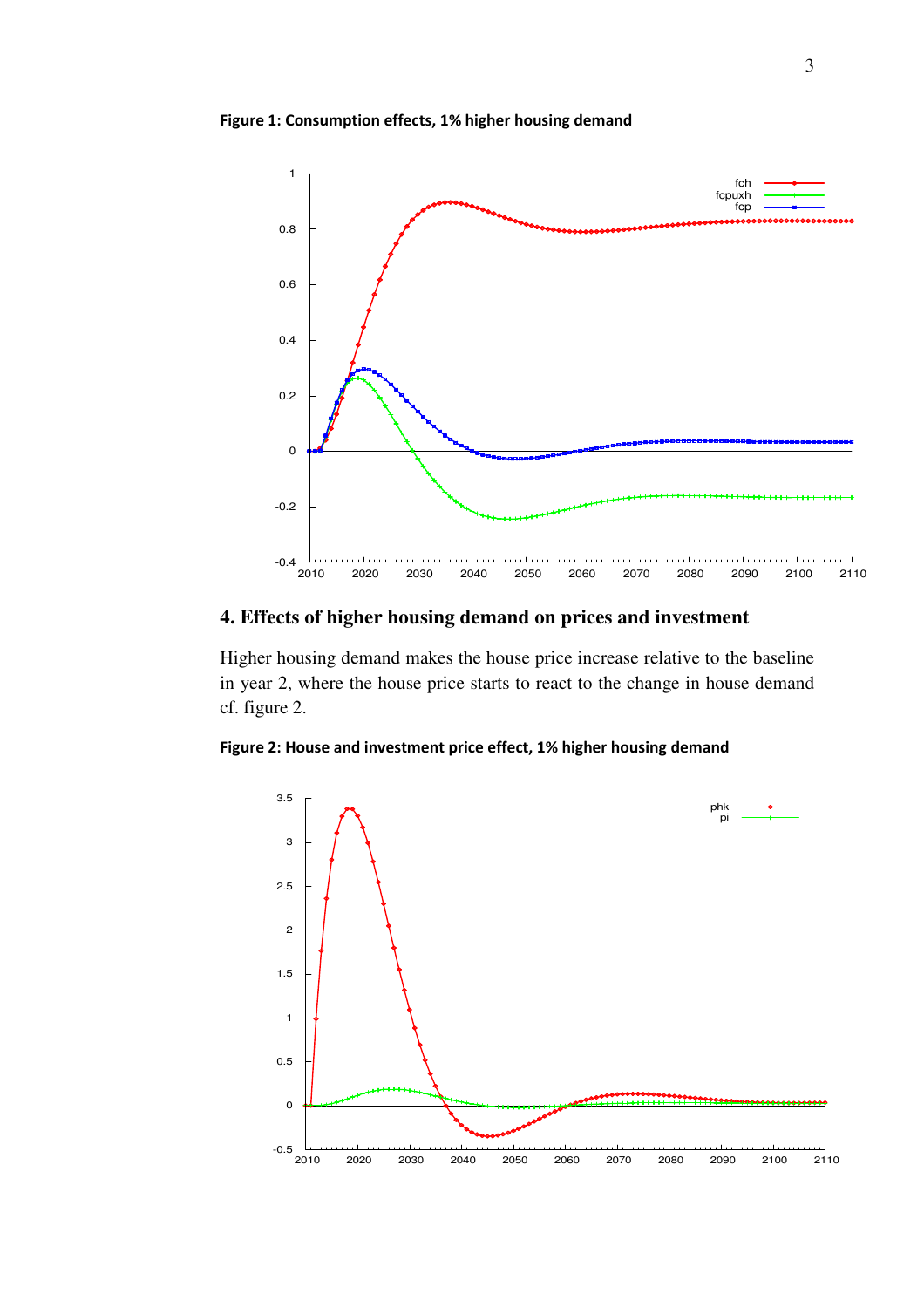**Figure 1: Consumption effects, 1% higher housing demand**

## 4. Effects of higher housing demand on prices and investment

Higher housing demand makes the house price increase relative to the baseline in year 2, where the house price starts to react to the change in house demand cf. figure 2.

**Figure 2: House and investment price effect, 1% higher housing demand**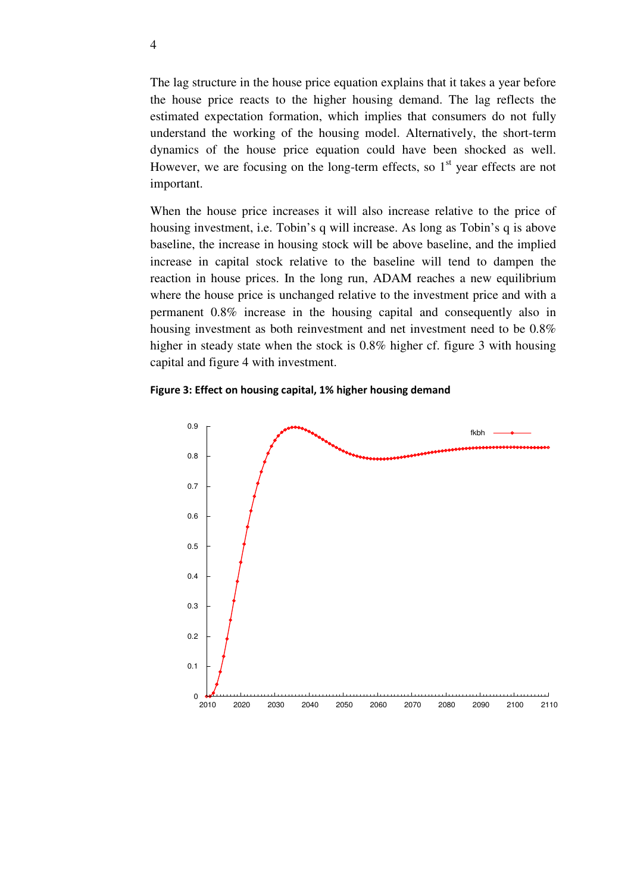The lag structure in the house price equation explains that it takes a year before the house price reacts to the higher housing demand. The lag reflects the estimated expectation formation, which implies that consumers do not fully understand the working of the housing model. Alternatively, the short-term dynamics of the house price equation could have been shocked as well. However, we are focusing on the long-term effects, so 1[st] year effects are not important.

When the house price increases it will also increase relative to the price of housing investment, i.e. Tobin's q will increase. As long as Tobin's q is above baseline, the increase in housing stock will be above baseline, and the implied increase in capital stock relative to the baseline will tend to dampen the reaction in house prices. In the long run, ADAM reaches a new equilibrium where the house price is unchanged relative to the investment price and with a permanent 0.8% increase in the housing capital and consequently also in housing investment as both reinvestment and net investment need to be 0.8% higher in steady state when the stock is 0.8% higher cf. figure 3 with housing capital and figure 4 with investment.

**Figure 3: Effect on housing capital, 1% higher housing demand**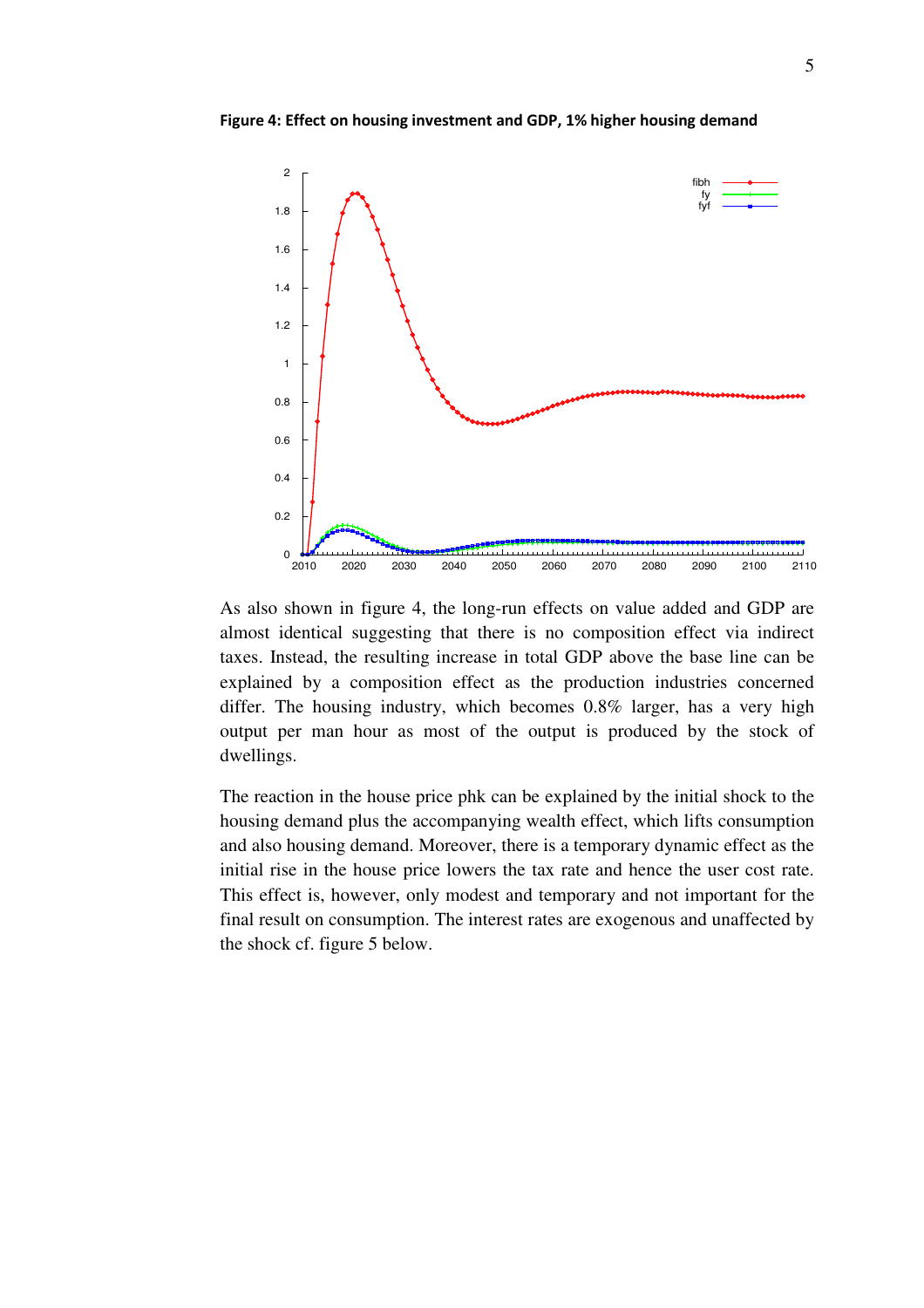**Figure 4: Effect on housing investment and GDP, 1% higher housing demand**

As also shown in figure 4, the long-run effects on value added and GDP are almost identical suggesting that there is no composition effect via indirect taxes. Instead, the resulting increase in total GDP above the base line can be explained by a composition effect as the production industries concerned differ. The housing industry, which becomes 0.8% larger, has a very high output per man hour as most of the output is produced by the stock of dwellings.

The reaction in the house price phk can be explained by the initial shock to the housing demand plus the accompanying wealth effect, which lifts consumption and also housing demand. Moreover, there is a temporary dynamic effect as the initial rise in the house price lowers the tax rate and hence the user cost rate. This effect is, however, only modest and temporary and not important for the final result on consumption. The interest rates are exogenous and unaffected by the shock cf. figure 5 below.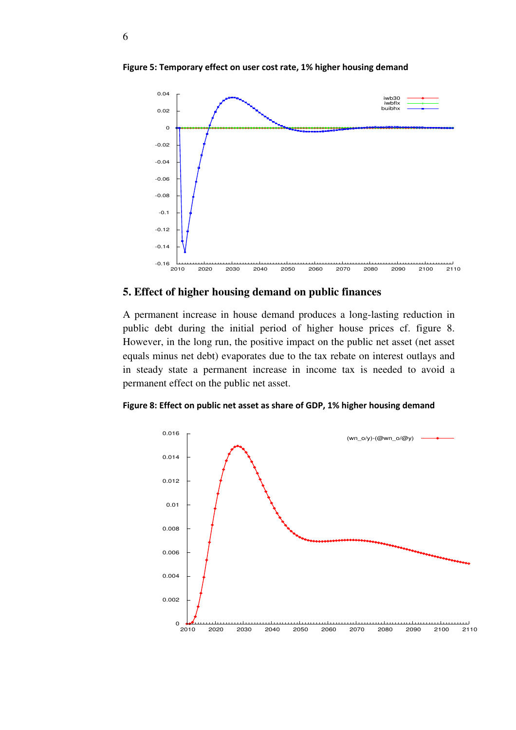**Figure 5: Temporary effect on user cost rate, 1% higher housing demand**

## 5. Effect of higher housing demand on public finances

A permanent increase in house demand produces a long-lasting reduction in public debt during the initial period of higher house prices cf. figure 8. However, in the long run, the positive impact on the public net asset (net asset equals minus net debt) evaporates due to the tax rebate on interest outlays and in steady state a permanent increase in income tax is needed to avoid a permanent effect on the public net asset.

**Figure 8: Effect on public net asset as share of GDP, 1% higher housing demand**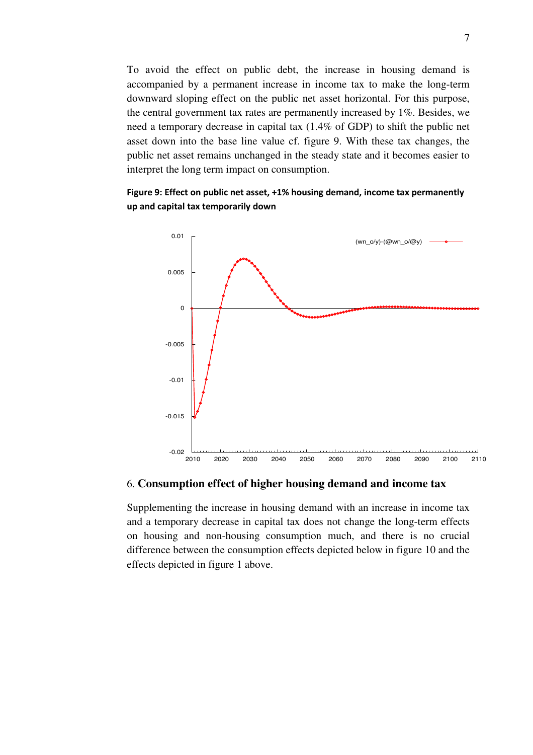To avoid the effect on public debt, the increase in housing demand is accompanied by a permanent increase in income tax to make the long-term downward sloping effect on the public net asset horizontal. For this purpose, the central government tax rates are permanently increased by 1%. Besides, we need a temporary decrease in capital tax (1.4% of GDP) to shift the public net asset down into the base line value cf. figure 9. With these tax changes, the public net asset remains unchanged in the steady state and it becomes easier to interpret the long term impact on consumption.

**Figure 9: Effect on public net asset, +1% housing demand, income tax permanently up and capital tax temporarily down**

## 6. Consumption effect of higher housing demand and income tax

Supplementing the increase in housing demand with an increase in income tax and a temporary decrease in capital tax does not change the long-term effects on housing and non-housing consumption much, and there is no crucial difference between the consumption effects depicted below in figure 10 and the effects depicted in figure 1 above.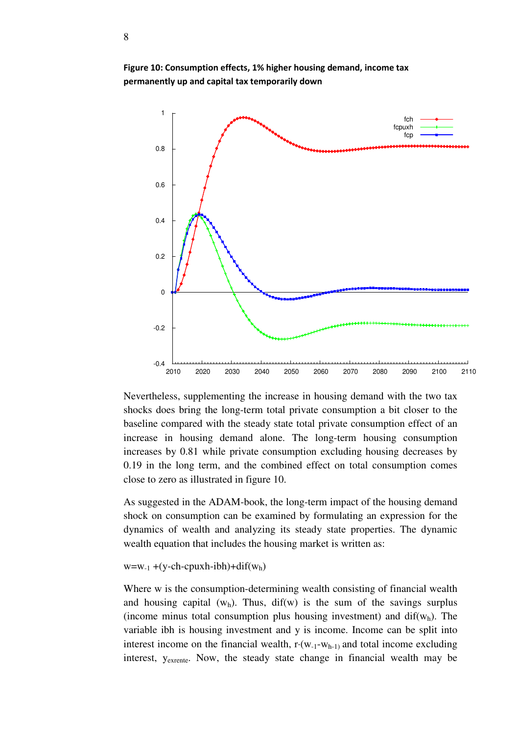**Figure 10: Consumption effects, 1% higher housing demand, income tax permanently up and capital tax temporarily down**

Nevertheless, supplementing the increase in housing demand with the two tax shocks does bring the long-term total private consumption a bit closer to the baseline compared with the steady state total private consumption effect of an increase in housing demand alone. The long-term housing consumption increases by 0.81 while private consumption excluding housing decreases by 0.19 in the long term, and the combined effect on total consumption comes close to zero as illustrated in figure 10.

As suggested in the ADAM-book, the long-term impact of the housing demand shock on consumption can be examined by formulating an expression for the dynamics of wealth and analyzing its steady state properties. The dynamic wealth equation that includes the housing market is written as:

$$w=w_{-1} +(y-ch-cpuxh-ibh)+dif(w_h)$$

Where w is the consumption-determining wealth consisting of financial wealth and housing capital ($w_h$). Thus, dif(w) is the sum of the savings surplus (income minus total consumption plus housing investment) and dif($w_h$). The variable ibh is housing investment and y is income. Income can be split into interest income on the financial wealth, $r\cdot(w_{-1}-w_{h-1})$ and total income excluding interest, $y_{exrente}$. Now, the steady state change in financial wealth may be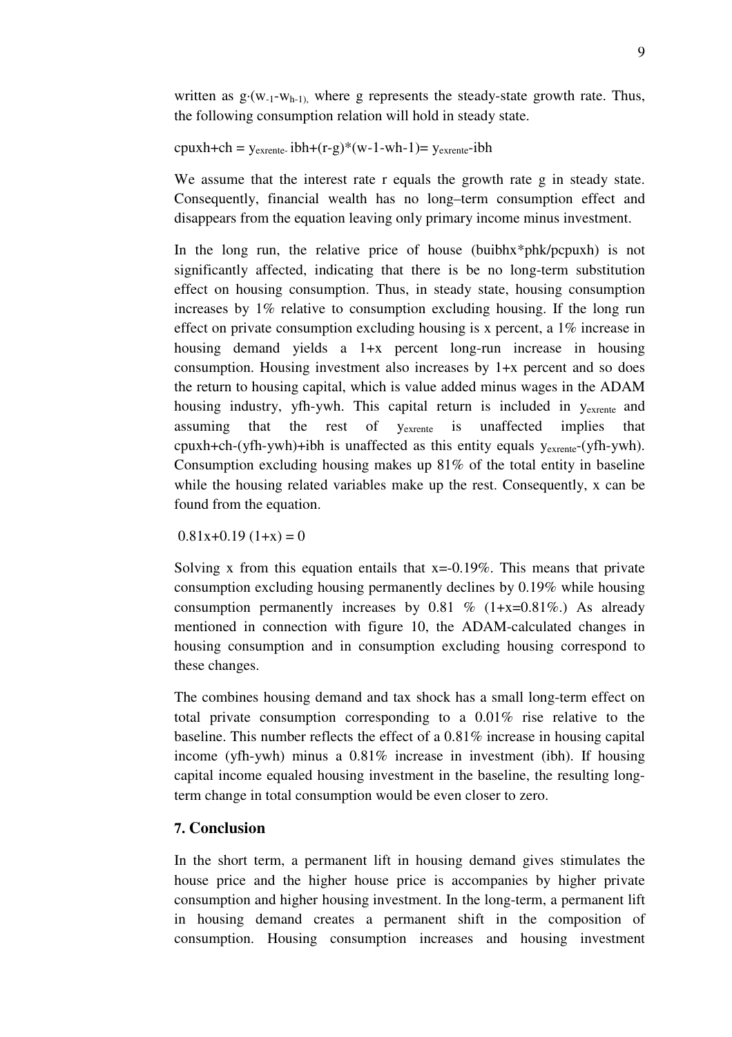written as $g\cdot(w_{-1}-w_{h-1})$, where g represents the steady-state growth rate. Thus, the following consumption relation will hold in steady state.

$$cpuxh+ch = y_{exrente}-ibh+(r-g)*(w-1-wh-1)= y_{exrente}-ibh$$

We assume that the interest rate r equals the growth rate g in steady state. Consequently, financial wealth has no long–term consumption effect and disappears from the equation leaving only primary income minus investment.

In the long run, the relative price of house (buibhx*phk/pcpuxh) is not significantly affected, indicating that there is be no long-term substitution effect on housing consumption. Thus, in steady state, housing consumption increases by 1% relative to consumption excluding housing. If the long run effect on private consumption excluding housing is x percent, a 1% increase in housing demand yields a 1+x percent long-run increase in housing consumption. Housing investment also increases by 1+x percent and so does the return to housing capital, which is value added minus wages in the ADAM housing industry, yfh-ywh. This capital return is included in $y_{exrente}$ and assuming that the rest of $y_{exrente}$ is unaffected implies that cpuxh+ch-(yfh-ywh)+ibh is unaffected as this entity equals $y_{exrente}$-(yfh-ywh). Consumption excluding housing makes up 81% of the total entity in baseline while the housing related variables make up the rest. Consequently, x can be found from the equation.

$$0.81x+0.19\ (1+x) = 0$$

Solving x from this equation entails that x=-0.19%. This means that private consumption excluding housing permanently declines by 0.19% while housing consumption permanently increases by 0.81 % (1+x=0.81%.) As already mentioned in connection with figure 10, the ADAM-calculated changes in housing consumption and in consumption excluding housing correspond to these changes.

The combines housing demand and tax shock has a small long-term effect on total private consumption corresponding to a 0.01% rise relative to the baseline. This number reflects the effect of a 0.81% increase in housing capital income (yfh-ywh) minus a 0.81% increase in investment (ibh). If housing capital income equaled housing investment in the baseline, the resulting long-term change in total consumption would be even closer to zero.

### 7. Conclusion

In the short term, a permanent lift in housing demand gives stimulates the house price and the higher house price is accompanies by higher private consumption and higher housing investment. In the long-term, a permanent lift in housing demand creates a permanent shift in the composition of consumption. Housing consumption increases and housing investment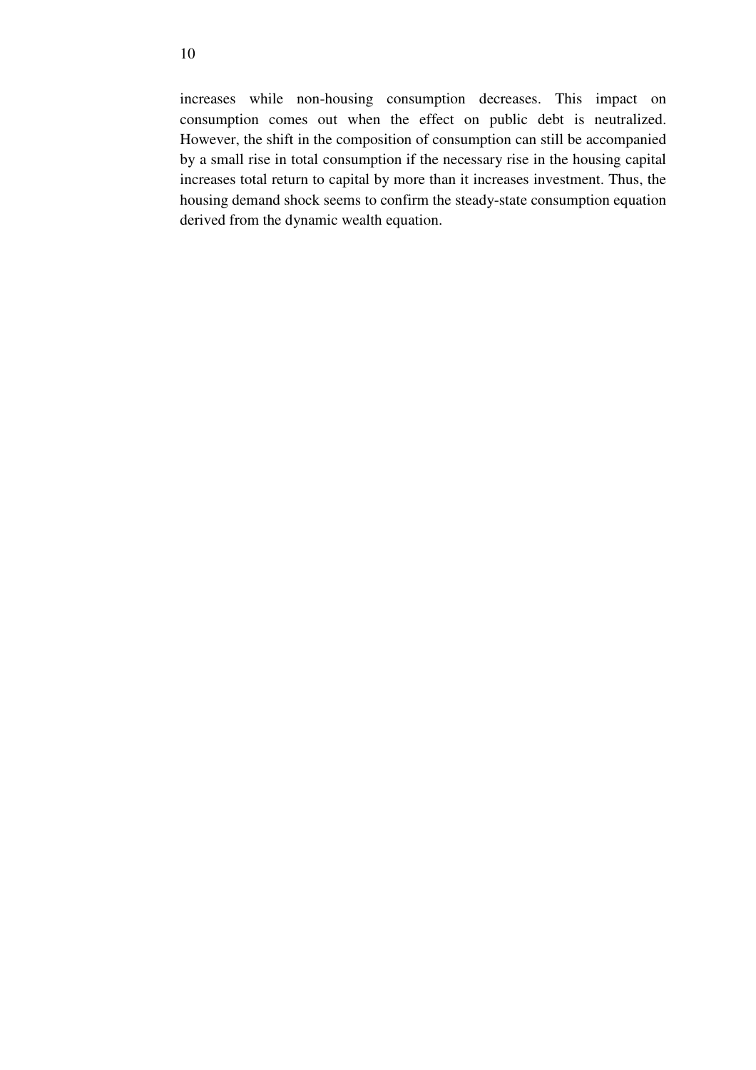increases while non-housing consumption decreases. This impact on consumption comes out when the effect on public debt is neutralized. However, the shift in the composition of consumption can still be accompanied by a small rise in total consumption if the necessary rise in the housing capital increases total return to capital by more than it increases investment. Thus, the housing demand shock seems to confirm the steady-state consumption equation derived from the dynamic wealth equation.